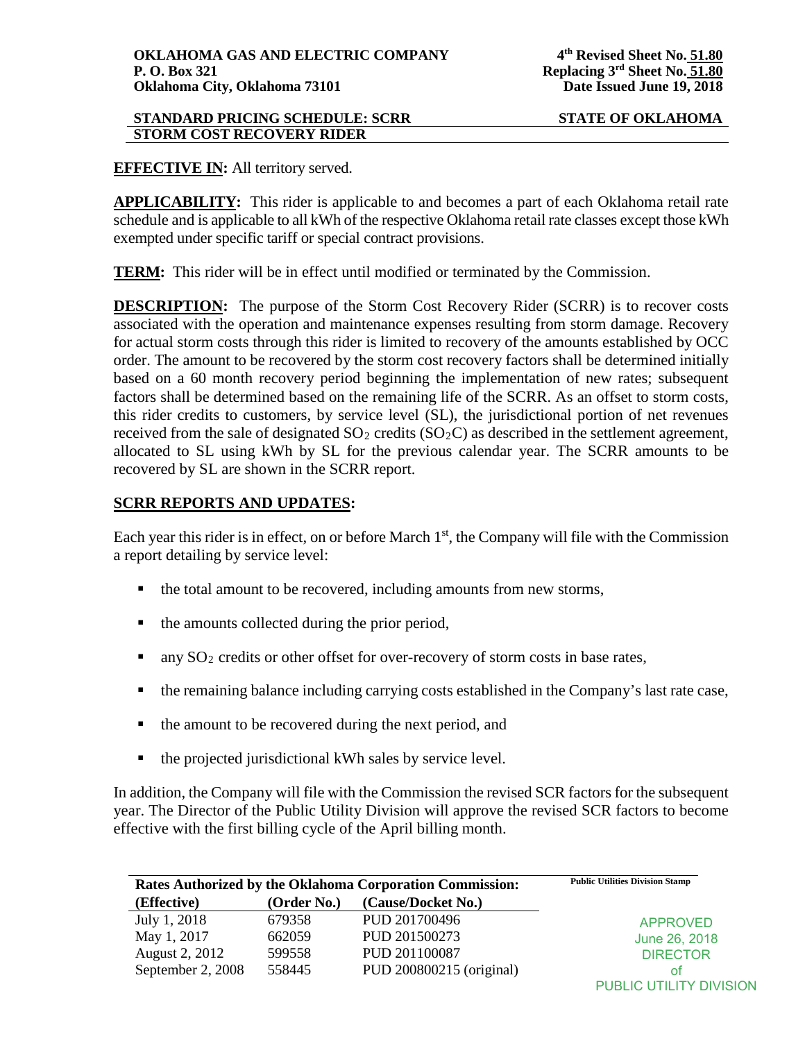**OKLAHOMA GAS AND ELECTRIC COMPANY**
**P. O. Box 321**
**Oklahoma City, Oklahoma 73101**

**4th Revised Sheet No. 51.80**
**Replacing 3rd Sheet No. 51.80**
**Date Issued June 19, 2018**

**STANDARD PRICING SCHEDULE: SCRR** **STATE OF OKLAHOMA**
**STORM COST RECOVERY RIDER**

**EFFECTIVE IN:** All territory served.

**APPLICABILITY:** This rider is applicable to and becomes a part of each Oklahoma retail rate schedule and is applicable to all kWh of the respective Oklahoma retail rate classes except those kWh exempted under specific tariff or special contract provisions.

**TERM:** This rider will be in effect until modified or terminated by the Commission.

**DESCRIPTION:** The purpose of the Storm Cost Recovery Rider (SCRR) is to recover costs associated with the operation and maintenance expenses resulting from storm damage. Recovery for actual storm costs through this rider is limited to recovery of the amounts established by OCC order. The amount to be recovered by the storm cost recovery factors shall be determined initially based on a 60 month recovery period beginning the implementation of new rates; subsequent factors shall be determined based on the remaining life of the SCRR. As an offset to storm costs, this rider credits to customers, by service level (SL), the jurisdictional portion of net revenues received from the sale of designated $SO_2$ credits ($SO_2C$) as described in the settlement agreement, allocated to SL using kWh by SL for the previous calendar year. The SCRR amounts to be recovered by SL are shown in the SCRR report.

## SCRR REPORTS AND UPDATES:

Each year this rider is in effect, on or before March 1st, the Company will file with the Commission a report detailing by service level:

- the total amount to be recovered, including amounts from new storms,
- the amounts collected during the prior period,
- any $SO_2$ credits or other offset for over-recovery of storm costs in base rates,
- the remaining balance including carrying costs established in the Company's last rate case,
- the amount to be recovered during the next period, and
- the projected jurisdictional kWh sales by service level.

In addition, the Company will file with the Commission the revised SCR factors for the subsequent year. The Director of the Public Utility Division will approve the revised SCR factors to become effective with the first billing cycle of the April billing month.

**Rates Authorized by the Oklahoma Corporation Commission:**

| (Effective) | (Order No.) | (Cause/Docket No.) |
|---|---|---|
| July 1, 2018 | 679358 | PUD 201700496 |
| May 1, 2017 | 662059 | PUD 201500273 |
| August 2, 2012 | 599558 | PUD 201100087 |
| September 2, 2008 | 558445 | PUD 200800215 (original) |

**Public Utilities Division Stamp**

APPROVED
June 26, 2018
DIRECTOR
of
PUBLIC UTILITY DIVISION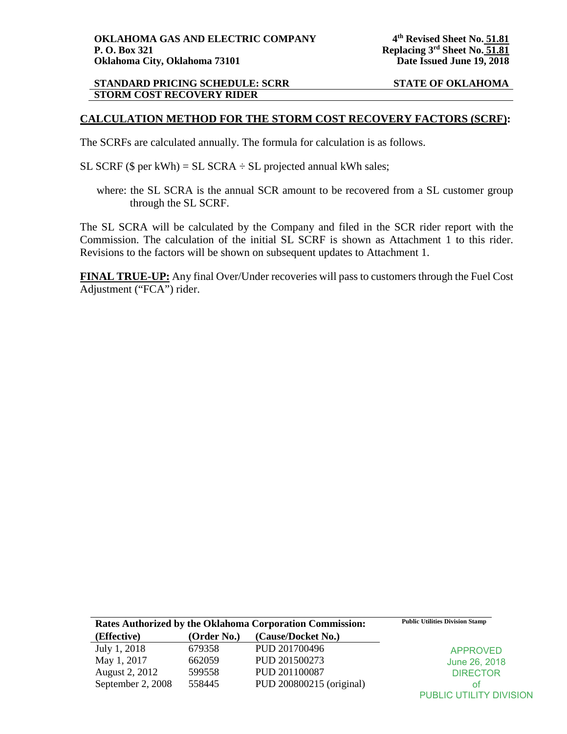**OKLAHOMA GAS AND ELECTRIC COMPANY**
**P. O. Box 321**
**Oklahoma City, Oklahoma 73101**

**4th Revised Sheet No. 51.81**
**Replacing 3rd Sheet No. 51.81**
**Date Issued June 19, 2018**

**STANDARD PRICING SCHEDULE: SCRR** **STATE OF OKLAHOMA**
**STORM COST RECOVERY RIDER**

## CALCULATION METHOD FOR THE STORM COST RECOVERY FACTORS (SCRF):

The SCRFs are calculated annually. The formula for calculation is as follows.

SL SCRF ($ per kWh) = SL SCRA ÷ SL projected annual kWh sales;

where: the SL SCRA is the annual SCR amount to be recovered from a SL customer group through the SL SCRF.

The SL SCRA will be calculated by the Company and filed in the SCR rider report with the Commission. The calculation of the initial SL SCRF is shown as Attachment 1 to this rider. Revisions to the factors will be shown on subsequent updates to Attachment 1.

**FINAL TRUE-UP:** Any final Over/Under recoveries will pass to customers through the Fuel Cost Adjustment ("FCA") rider.

**Rates Authorized by the Oklahoma Corporation Commission:**

| (Effective) | (Order No.) | (Cause/Docket No.) |
|---|---|---|
| July 1, 2018 | 679358 | PUD 201700496 |
| May 1, 2017 | 662059 | PUD 201500273 |
| August 2, 2012 | 599558 | PUD 201100087 |
| September 2, 2008 | 558445 | PUD 200800215 (original) |

**Public Utilities Division Stamp**

APPROVED
June 26, 2018
DIRECTOR
of
PUBLIC UTILITY DIVISION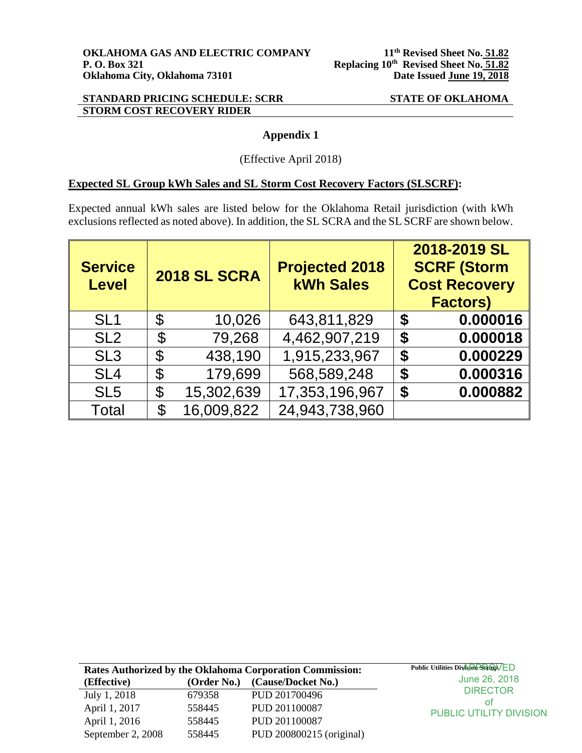**OKLAHOMA GAS AND ELECTRIC COMPANY**
**P. O. Box 321**
**Oklahoma City, Oklahoma 73101**

**11th Revised Sheet No. 51.82**
**Replacing 10th Revised Sheet No. 51.82**
**Date Issued June 19, 2018**

**STANDARD PRICING SCHEDULE: SCRR**
**STORM COST RECOVERY RIDER**

**STATE OF OKLAHOMA**

## Appendix 1

(Effective April 2018)

**Expected SL Group kWh Sales and SL Storm Cost Recovery Factors (SLSCRF):**

Expected annual kWh sales are listed below for the Oklahoma Retail jurisdiction (with kWh exclusions reflected as noted above). In addition, the SL SCRA and the SL SCRF are shown below.

| Service Level | 2018 SL SCRA | Projected 2018 kWh Sales | 2018-2019 SL SCRF (Storm Cost Recovery Factors) |
|---|---|---|---|
| SL1 | $ 10,026 | 643,811,829 | **$ 0.000016** |
| SL2 | $ 79,268 | 4,462,907,219 | **$ 0.000018** |
| SL3 | $ 438,190 | 1,915,233,967 | **$ 0.000229** |
| SL4 | $ 179,699 | 568,589,248 | **$ 0.000316** |
| SL5 | $ 15,302,639 | 17,353,196,967 | **$ 0.000882** |
| Total | $ 16,009,822 | 24,943,738,960 | |

**Rates Authorized by the Oklahoma Corporation Commission:**

| (Effective) | (Order No.) | (Cause/Docket No.) |
|---|---|---|
| July 1, 2018 | 679358 | PUD 201700496 |
| April 1, 2017 | 558445 | PUD 201100087 |
| April 1, 2016 | 558445 | PUD 201100087 |
| September 2, 2008 | 558445 | PUD 200800215 (original) |

Public Utilities Division Stamp
APPROVED
June 26, 2018
DIRECTOR
of
PUBLIC UTILITY DIVISION